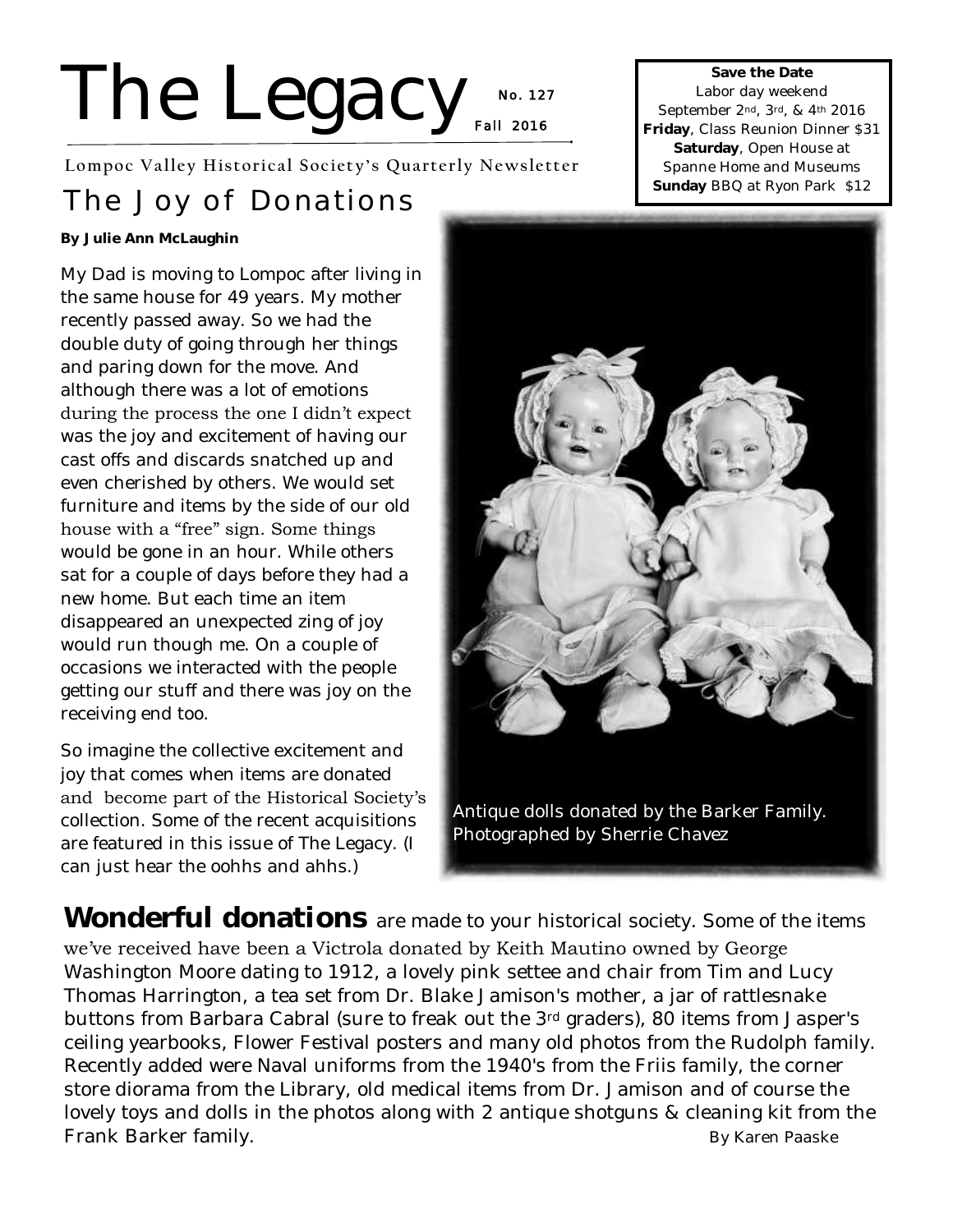# The Legacy

No. 127
Fall 2016

Lompoc Valley Historical Society's Quarterly Newsletter

**Save the Date**
Labor day weekend
September 2nd, 3rd, & 4th 2016
**Friday**, Class Reunion Dinner $31
**Saturday**, Open House at Spanne Home and Museums
**Sunday** BBQ at Ryon Park $12

## The Joy of Donations

**By Julie Ann McLaughin**

My Dad is moving to Lompoc after living in the same house for 49 years. My mother recently passed away. So we had the double duty of going through her things and paring down for the move. And although there was a lot of emotions during the process the one I didn't expect was the joy and excitement of having our cast offs and discards snatched up and even cherished by others. We would set furniture and items by the side of our old house with a "free" sign. Some things would be gone in an hour. While others sat for a couple of days before they had a new home. But each time an item disappeared an unexpected zing of joy would run though me. On a couple of occasions we interacted with the people getting our stuff and there was joy on the receiving end too.

So imagine the collective excitement and joy that comes when items are donated and become part of the Historical Society's collection. Some of the recent acquisitions are featured in this issue of The Legacy. (I can just hear the oohhs and ahhs.)

Antique dolls donated by the Barker Family. Photographed by Sherrie Chavez

**Wonderful donations** are made to your historical society. Some of the items we've received have been a Victrola donated by Keith Mautino owned by George Washington Moore dating to 1912, a lovely pink settee and chair from Tim and Lucy Thomas Harrington, a tea set from Dr. Blake Jamison's mother, a jar of rattlesnake buttons from Barbara Cabral (sure to freak out the 3rd graders), 80 items from Jasper's ceiling yearbooks, Flower Festival posters and many old photos from the Rudolph family. Recently added were Naval uniforms from the 1940's from the Friis family, the corner store diorama from the Library, old medical items from Dr. Jamison and of course the lovely toys and dolls in the photos along with 2 antique shotguns & cleaning kit from the Frank Barker family.

By Karen Paaske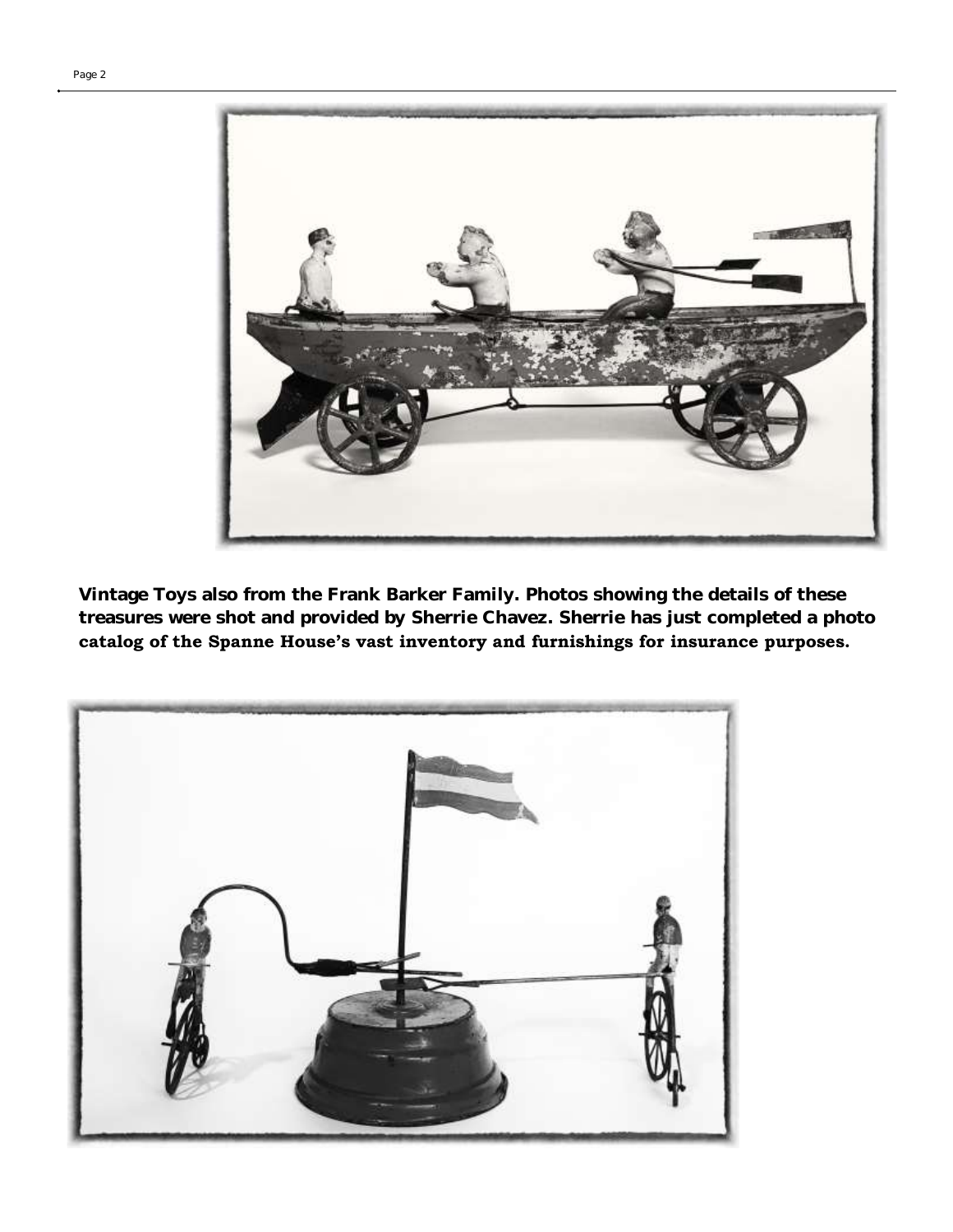**Vintage Toys also from the Frank Barker Family. Photos showing the details of these treasures were shot and provided by Sherrie Chavez. Sherrie has just completed a photo catalog of the Spanne House's vast inventory and furnishings for insurance purposes.**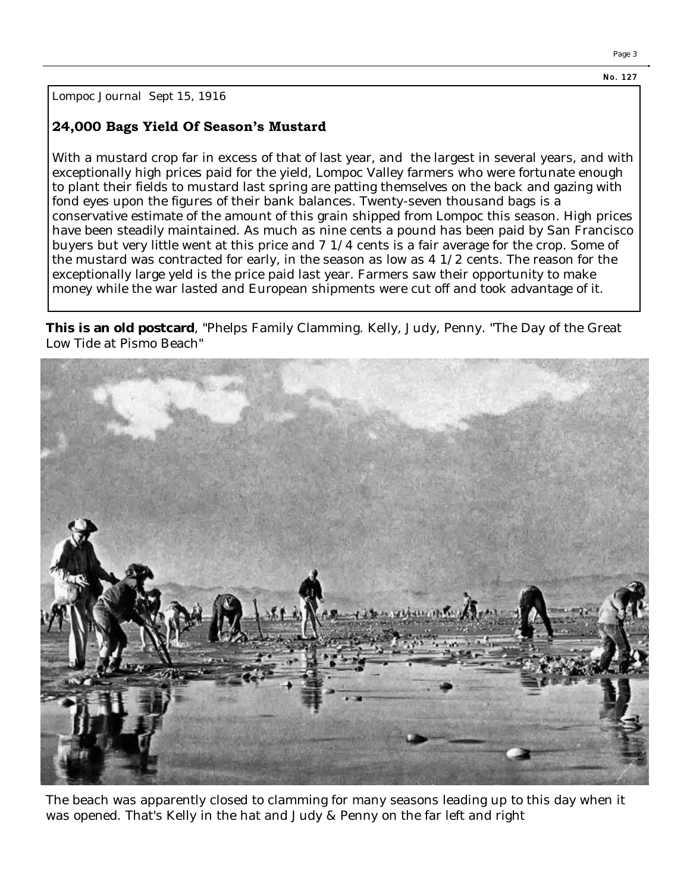Lompoc Journal Sept 15, 1916

### 24,000 Bags Yield Of Season's Mustard

With a mustard crop far in excess of that of last year, and the largest in several years, and with exceptionally high prices paid for the yield, Lompoc Valley farmers who were fortunate enough to plant their fields to mustard last spring are patting themselves on the back and gazing with fond eyes upon the figures of their bank balances. Twenty-seven thousand bags is a conservative estimate of the amount of this grain shipped from Lompoc this season. High prices have been steadily maintained. As much as nine cents a pound has been paid by San Francisco buyers but very little went at this price and 7 1/4 cents is a fair average for the crop. Some of the mustard was contracted for early, in the season as low as 4 1/2 cents. The reason for the exceptionally large yeld is the price paid last year. Farmers saw their opportunity to make money while the war lasted and European shipments were cut off and took advantage of it.

**This is an old postcard**, "Phelps Family Clamming. Kelly, Judy, Penny. "The Day of the Great Low Tide at Pismo Beach"

The beach was apparently closed to clamming for many seasons leading up to this day when it was opened. That's Kelly in the hat and Judy & Penny on the far left and right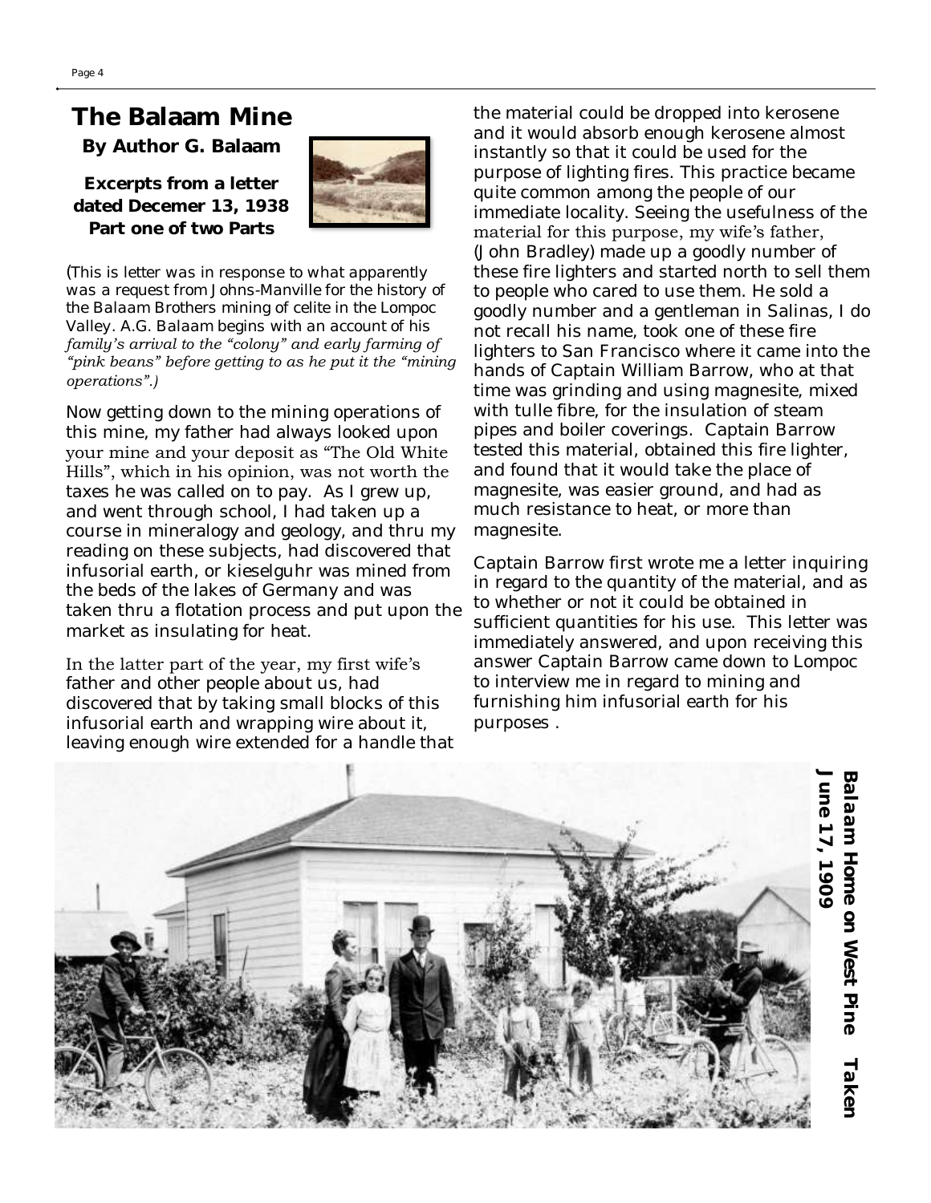# The Balaam Mine

**By Author G. Balaam**

**Excerpts from a letter dated Decemer 13, 1938 Part one of two Parts**

(This is letter was in response to what apparently was a request from Johns-Manville for the history of the Balaam Brothers mining of celite in the Lompoc Valley. A.G. Balaam begins with an account of his *family's arrival to the "colony" and early farming of "pink beans" before getting to as he put it the "mining operations".)*

Now getting down to the mining operations of this mine, my father had always looked upon your mine and your deposit as "The Old White Hills", which in his opinion, was not worth the taxes he was called on to pay. As I grew up, and went through school, I had taken up a course in mineralogy and geology, and thru my reading on these subjects, had discovered that infusorial earth, or kieselguhr was mined from the beds of the lakes of Germany and was taken thru a flotation process and put upon the market as insulating for heat.

In the latter part of the year, my first wife's father and other people about us, had discovered that by taking small blocks of this infusorial earth and wrapping wire about it, leaving enough wire extended for a handle that the material could be dropped into kerosene and it would absorb enough kerosene almost instantly so that it could be used for the purpose of lighting fires. This practice became quite common among the people of our immediate locality. Seeing the usefulness of the material for this purpose, my wife's father, (John Bradley) made up a goodly number of these fire lighters and started north to sell them to people who cared to use them. He sold a goodly number and a gentleman in Salinas, I do not recall his name, took one of these fire lighters to San Francisco where it came into the hands of Captain William Barrow, who at that time was grinding and using magnesite, mixed with tulle fibre, for the insulation of steam pipes and boiler coverings. Captain Barrow tested this material, obtained this fire lighter, and found that it would take the place of magnesite, was easier ground, and had as much resistance to heat, or more than magnesite.

Captain Barrow first wrote me a letter inquiring in regard to the quantity of the material, and as to whether or not it could be obtained in sufficient quantities for his use. This letter was immediately answered, and upon receiving this answer Captain Barrow came down to Lompoc to interview me in regard to mining and furnishing him infusorial earth for his purposes .

**Balaam Home on West Pine Taken June 17, 1909**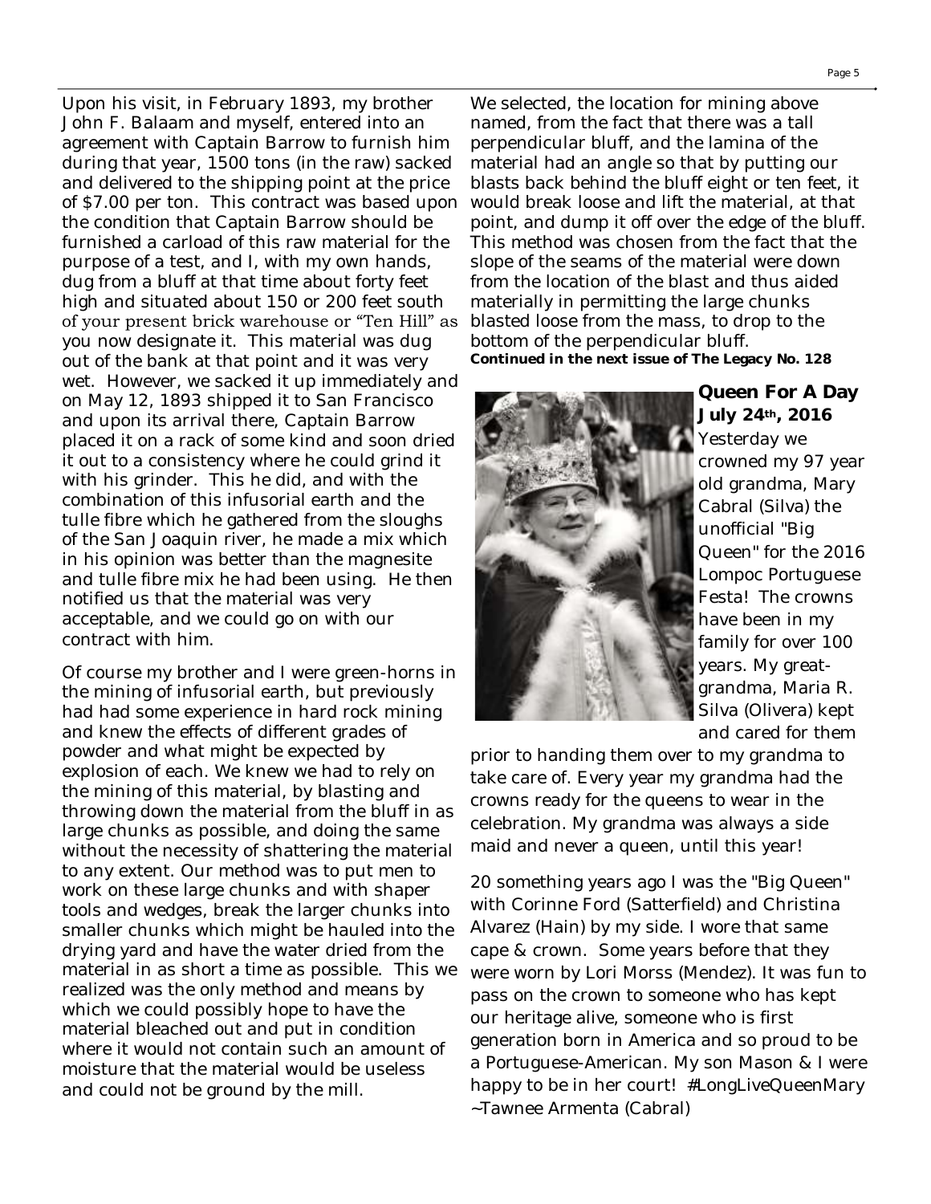Upon his visit, in February 1893, my brother John F. Balaam and myself, entered into an agreement with Captain Barrow to furnish him during that year, 1500 tons (in the raw) sacked and delivered to the shipping point at the price of $7.00 per ton. This contract was based upon the condition that Captain Barrow should be furnished a carload of this raw material for the purpose of a test, and I, with my own hands, dug from a bluff at that time about forty feet high and situated about 150 or 200 feet south of your present brick warehouse or "Ten Hill" as you now designate it. This material was dug out of the bank at that point and it was very wet. However, we sacked it up immediately and on May 12, 1893 shipped it to San Francisco and upon its arrival there, Captain Barrow placed it on a rack of some kind and soon dried it out to a consistency where he could grind it with his grinder. This he did, and with the combination of this infusorial earth and the tulle fibre which he gathered from the sloughs of the San Joaquin river, he made a mix which in his opinion was better than the magnesite and tulle fibre mix he had been using. He then notified us that the material was very acceptable, and we could go on with our contract with him.

Of course my brother and I were green-horns in the mining of infusorial earth, but previously had had some experience in hard rock mining and knew the effects of different grades of powder and what might be expected by explosion of each. We knew we had to rely on the mining of this material, by blasting and throwing down the material from the bluff in as large chunks as possible, and doing the same without the necessity of shattering the material to any extent. Our method was to put men to work on these large chunks and with shaper tools and wedges, break the larger chunks into smaller chunks which might be hauled into the drying yard and have the water dried from the material in as short a time as possible. This we realized was the only method and means by which we could possibly hope to have the material bleached out and put in condition where it would not contain such an amount of moisture that the material would be useless and could not be ground by the mill.

We selected, the location for mining above named, from the fact that there was a tall perpendicular bluff, and the lamina of the material had an angle so that by putting our blasts back behind the bluff eight or ten feet, it would break loose and lift the material, at that point, and dump it off over the edge of the bluff. This method was chosen from the fact that the slope of the seams of the material were down from the location of the blast and thus aided materially in permitting the large chunks blasted loose from the mass, to drop to the bottom of the perpendicular bluff.

**Continued in the next issue of The Legacy No. 128**

## Queen For A Day

**July 24th, 2016**

Yesterday we crowned my 97 year old grandma, Mary Cabral (Silva) the unofficial "Big Queen" for the 2016 Lompoc Portuguese Festa! The crowns have been in my family for over 100 years. My great-grandma, Maria R. Silva (Olivera) kept and cared for them prior to handing them over to my grandma to take care of. Every year my grandma had the crowns ready for the queens to wear in the celebration. My grandma was always a side maid and never a queen, until this year!

20 something years ago I was the "Big Queen" with Corinne Ford (Satterfield) and Christina Alvarez (Hain) by my side. I wore that same cape & crown. Some years before that they were worn by Lori Morss (Mendez). It was fun to pass on the crown to someone who has kept our heritage alive, someone who is first generation born in America and so proud to be a Portuguese-American. My son Mason & I were happy to be in her court! #LongLiveQueenMary

~Tawnee Armenta (Cabral)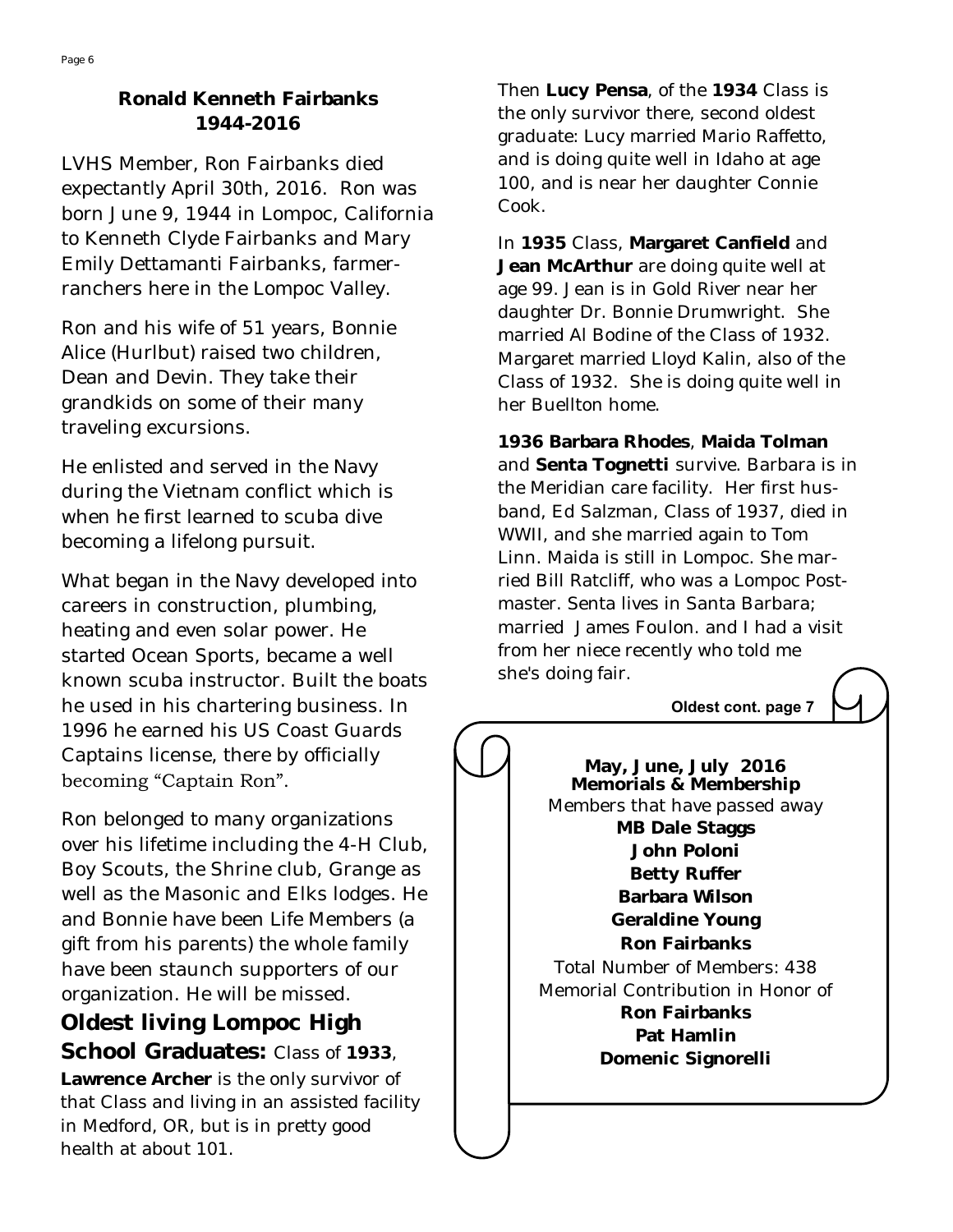## Ronald Kenneth Fairbanks
## 1944-2016

LVHS Member, Ron Fairbanks died expectantly April 30th, 2016. Ron was born June 9, 1944 in Lompoc, California to Kenneth Clyde Fairbanks and Mary Emily Dettamanti Fairbanks, farmer-ranchers here in the Lompoc Valley.

Ron and his wife of 51 years, Bonnie Alice (Hurlbut) raised two children, Dean and Devin. They take their grandkids on some of their many traveling excursions.

He enlisted and served in the Navy during the Vietnam conflict which is when he first learned to scuba dive becoming a lifelong pursuit.

What began in the Navy developed into careers in construction, plumbing, heating and even solar power. He started Ocean Sports, became a well known scuba instructor. Built the boats he used in his chartering business. In 1996 he earned his US Coast Guards Captains license, there by officially becoming "Captain Ron".

Ron belonged to many organizations over his lifetime including the 4-H Club, Boy Scouts, the Shrine club, Grange as well as the Masonic and Elks lodges. He and Bonnie have been Life Members (a gift from his parents) the whole family have been staunch supporters of our organization. He will be missed.

## Oldest living Lompoc High School Graduates:

Class of **1933**, **Lawrence Archer** is the only survivor of that Class and living in an assisted facility in Medford, OR, but is in pretty good health at about 101.

Then **Lucy Pensa**, of the **1934** Class is the only survivor there, second oldest graduate: Lucy married Mario Raffetto, and is doing quite well in Idaho at age 100, and is near her daughter Connie Cook.

In **1935** Class, **Margaret Canfield** and **Jean McArthur** are doing quite well at age 99. Jean is in Gold River near her daughter Dr. Bonnie Drumwright. She married Al Bodine of the Class of 1932. Margaret married Lloyd Kalin, also of the Class of 1932. She is doing quite well in her Buellton home.

**1936 Barbara Rhodes**, **Maida Tolman** and **Senta Tognetti** survive. Barbara is in the Meridian care facility. Her first husband, Ed Salzman, Class of 1937, died in WWII, and she married again to Tom Linn. Maida is still in Lompoc. She married Bill Ratcliff, who was a Lompoc Postmaster. Senta lives in Santa Barbara; married James Foulon. and I had a visit from her niece recently who told me she's doing fair.

**Oldest cont. page 7**

### May, June, July 2016
### Memorials & Membership

Members that have passed away

**MB Dale Staggs**
**John Poloni**
**Betty Ruffer**
**Barbara Wilson**
**Geraldine Young**
**Ron Fairbanks**

Total Number of Members: 438

Memorial Contribution in Honor of

**Ron Fairbanks**
**Pat Hamlin**
**Domenic Signorelli**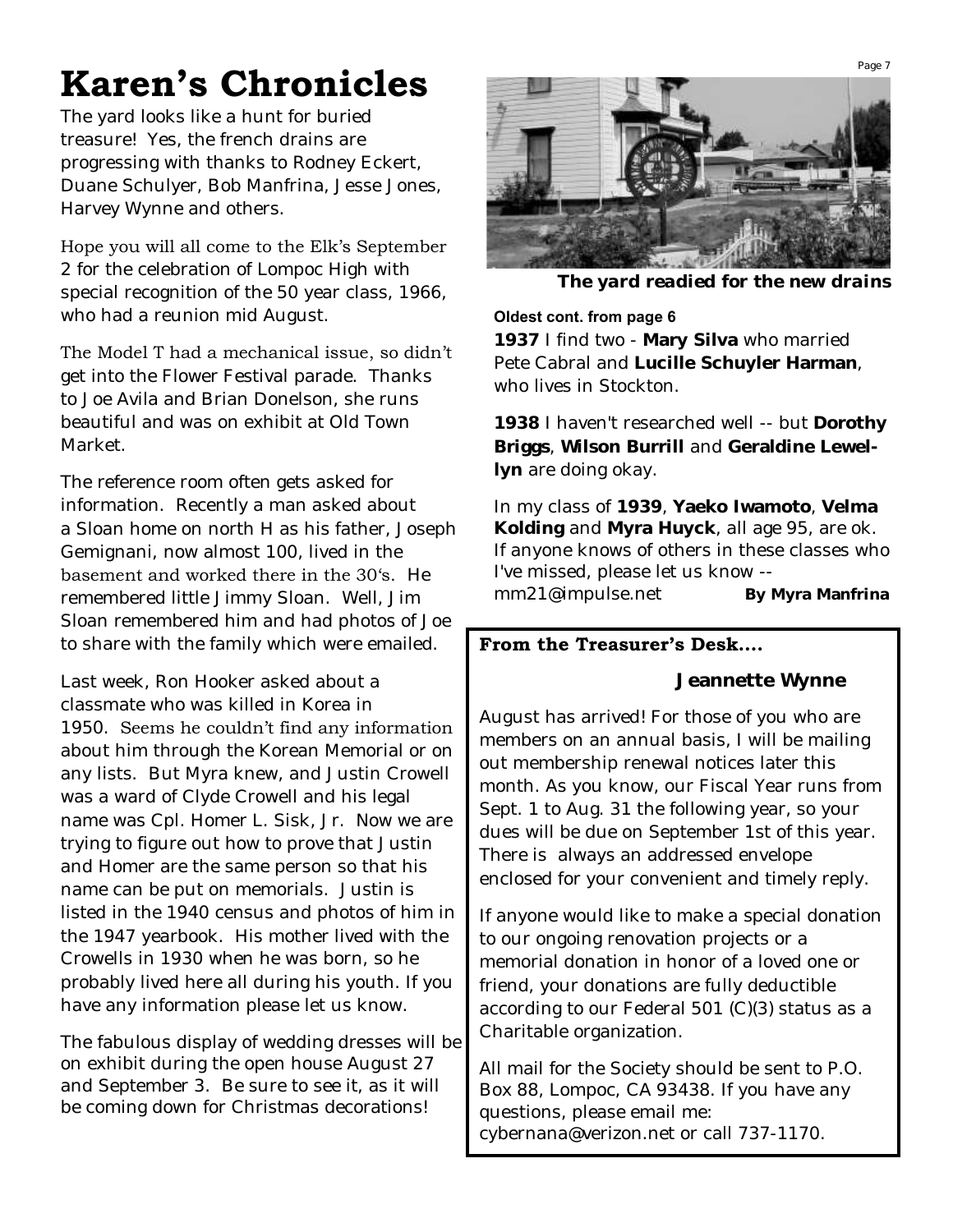# Karen's Chronicles

The yard looks like a hunt for buried treasure! Yes, the french drains are progressing with thanks to Rodney Eckert, Duane Schulyer, Bob Manfrina, Jesse Jones, Harvey Wynne and others.

Hope you will all come to the Elk's September 2 for the celebration of Lompoc High with special recognition of the 50 year class, 1966, who had a reunion mid August.

The Model T had a mechanical issue, so didn't get into the Flower Festival parade. Thanks to Joe Avila and Brian Donelson, she runs beautiful and was on exhibit at Old Town Market.

The reference room often gets asked for information. Recently a man asked about a Sloan home on north H as his father, Joseph Gemignani, now almost 100, lived in the basement and worked there in the 30's. He remembered little Jimmy Sloan. Well, Jim Sloan remembered him and had photos of Joe to share with the family which were emailed.

Last week, Ron Hooker asked about a classmate who was killed in Korea in 1950. Seems he couldn't find any information about him through the Korean Memorial or on any lists. But Myra knew, and Justin Crowell was a ward of Clyde Crowell and his legal name was Cpl. Homer L. Sisk, Jr. Now we are trying to figure out how to prove that Justin and Homer are the same person so that his name can be put on memorials. Justin is listed in the 1940 census and photos of him in the 1947 yearbook. His mother lived with the Crowells in 1930 when he was born, so he probably lived here all during his youth. If you have any information please let us know.

The fabulous display of wedding dresses will be on exhibit during the open house August 27 and September 3. Be sure to see it, as it will be coming down for Christmas decorations!

***The yard readied for the new drains***

**Oldest cont. from page 6**

**1937** I find two - **Mary Silva** who married Pete Cabral and **Lucille Schuyler Harman**, who lives in Stockton.

**1938** I haven't researched well -- but **Dorothy Briggs**, **Wilson Burrill** and **Geraldine Lewellyn** are doing okay.

In my class of **1939**, **Yaeko Iwamoto**, **Velma Kolding** and **Myra Huyck**, all age 95, are ok. If anyone knows of others in these classes who I've missed, please let us know -- mm21@impulse.net **By Myra Manfrina**

**From the Treasurer's Desk....**

**Jeannette Wynne**

August has arrived! For those of you who are members on an annual basis, I will be mailing out membership renewal notices later this month. As you know, our Fiscal Year runs from Sept. 1 to Aug. 31 the following year, so your dues will be due on September 1st of this year. There is always an addressed envelope enclosed for your convenient and timely reply.

If anyone would like to make a special donation to our ongoing renovation projects or a memorial donation in honor of a loved one or friend, your donations are fully deductible according to our Federal 501 (C)(3) status as a Charitable organization.

All mail for the Society should be sent to P.O. Box 88, Lompoc, CA 93438. If you have any questions, please email me: cybernana@verizon.net or call 737-1170.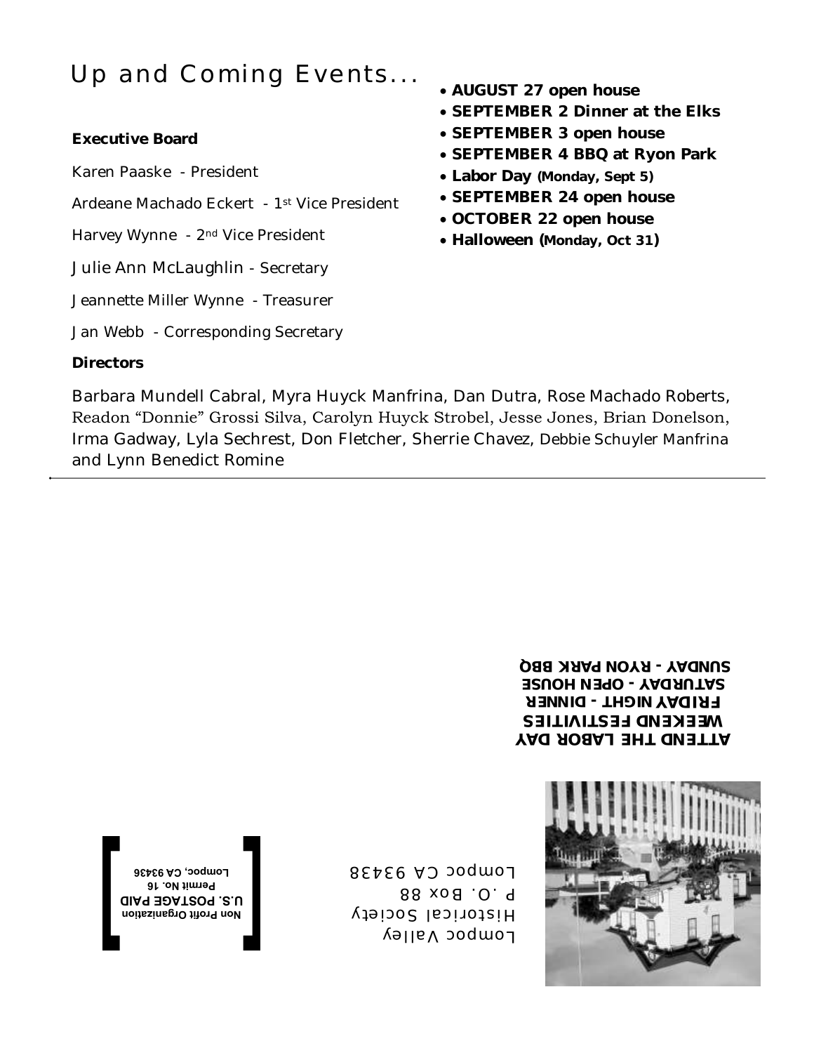# Up and Coming Events...

- **AUGUST 27 open house**
- **SEPTEMBER 2 Dinner at the Elks**
- **SEPTEMBER 3 open house**
- **SEPTEMBER 4 BBQ at Ryon Park**
- **Labor Day (Monday, Sept 5)**
- **SEPTEMBER 24 open house**
- **OCTOBER 22 open house**
- **Halloween (Monday, Oct 31)**

**Executive Board**

Karen Paaske - President

Ardeane Machado Eckert - 1st Vice President

Harvey Wynne - 2nd Vice President

Julie Ann McLaughlin - Secretary

Jeannette Miller Wynne - Treasurer

Jan Webb - Corresponding Secretary

**Directors**

Barbara Mundell Cabral, Myra Huyck Manfrina, Dan Dutra, Rose Machado Roberts, Readon "Donnie" Grossi Silva, Carolyn Huyck Strobel, Jesse Jones, Brian Donelson, Irma Gadway, Lyla Sechrest, Don Fletcher, Sherrie Chavez, Debbie Schuyler Manfrina and Lynn Benedict Romine

---

**ATTEND THE LABOR DAY WEEKEND FESTIVITIES**
**FRIDAY NIGHT - DINNER**
**SATURDAY - OPEN HOUSE**
**SUNDAY - RYON PARK BBQ**

Lompoc Valley
Historical Society
P.O. Box 88
Lompoc CA 93438

Non Profit Organization
U.S. POSTAGE PAID
Permit No. 16
Lompoc, CA 93436